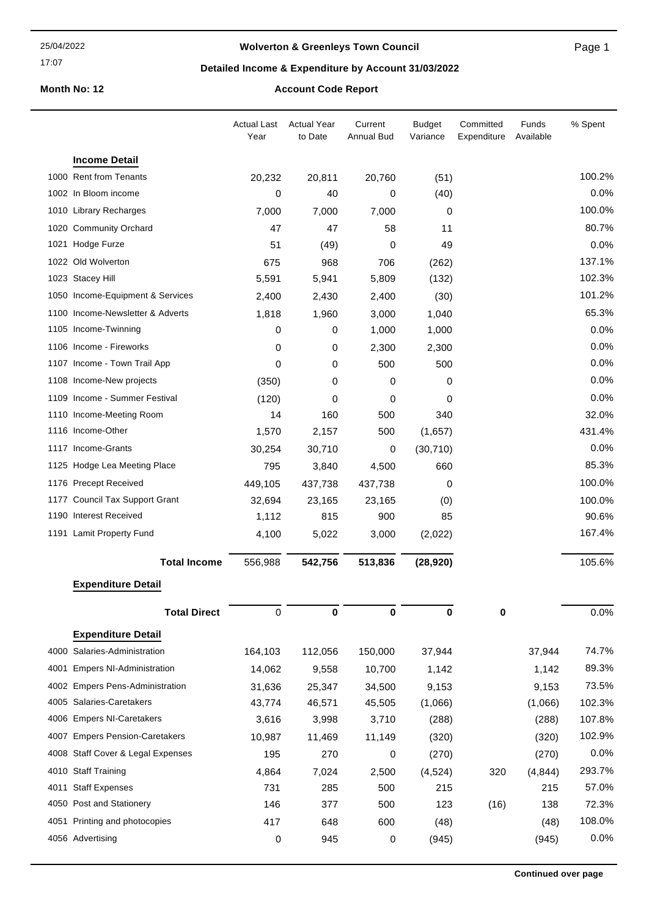# Wolverton & Greenleys Town Council

## Detailed Income & Expenditure by Account 31/03/2022

**Month No: 12** **Account Code Report**

| | Actual Last Year | Actual Year to Date | Current Annual Bud | Budget Variance | Committed Expenditure | Funds Available | % Spent |
|---|---|---|---|---|---|---|---|
| **Income Detail** | | | | | | | |
| 1000 Rent from Tenants | 20,232 | 20,811 | 20,760 | (51) | | | 100.2% |
| 1002 In Bloom income | 0 | 40 | 0 | (40) | | | 0.0% |
| 1010 Library Recharges | 7,000 | 7,000 | 7,000 | 0 | | | 100.0% |
| 1020 Community Orchard | 47 | 47 | 58 | 11 | | | 80.7% |
| 1021 Hodge Furze | 51 | (49) | 0 | 49 | | | 0.0% |
| 1022 Old Wolverton | 675 | 968 | 706 | (262) | | | 137.1% |
| 1023 Stacey Hill | 5,591 | 5,941 | 5,809 | (132) | | | 102.3% |
| 1050 Income-Equipment & Services | 2,400 | 2,430 | 2,400 | (30) | | | 101.2% |
| 1100 Income-Newsletter & Adverts | 1,818 | 1,960 | 3,000 | 1,040 | | | 65.3% |
| 1105 Income-Twinning | 0 | 0 | 1,000 | 1,000 | | | 0.0% |
| 1106 Income - Fireworks | 0 | 0 | 2,300 | 2,300 | | | 0.0% |
| 1107 Income - Town Trail App | 0 | 0 | 500 | 500 | | | 0.0% |
| 1108 Income-New projects | (350) | 0 | 0 | 0 | | | 0.0% |
| 1109 Income - Summer Festival | (120) | 0 | 0 | 0 | | | 0.0% |
| 1110 Income-Meeting Room | 14 | 160 | 500 | 340 | | | 32.0% |
| 1116 Income-Other | 1,570 | 2,157 | 500 | (1,657) | | | 431.4% |
| 1117 Income-Grants | 30,254 | 30,710 | 0 | (30,710) | | | 0.0% |
| 1125 Hodge Lea Meeting Place | 795 | 3,840 | 4,500 | 660 | | | 85.3% |
| 1176 Precept Received | 449,105 | 437,738 | 437,738 | 0 | | | 100.0% |
| 1177 Council Tax Support Grant | 32,694 | 23,165 | 23,165 | (0) | | | 100.0% |
| 1190 Interest Received | 1,112 | 815 | 900 | 85 | | | 90.6% |
| 1191 Lamit Property Fund | 4,100 | 5,022 | 3,000 | (2,022) | | | 167.4% |
| **Total Income** | 556,988 | **542,756** | **513,836** | **(28,920)** | | | 105.6% |
| **Expenditure Detail** | | | | | | | |
| **Total Direct** | 0 | **0** | **0** | **0** | **0** | | 0.0% |
| **Expenditure Detail** | | | | | | | |
| 4000 Salaries-Administration | 164,103 | 112,056 | 150,000 | 37,944 | | 37,944 | 74.7% |
| 4001 Empers NI-Administration | 14,062 | 9,558 | 10,700 | 1,142 | | 1,142 | 89.3% |
| 4002 Empers Pens-Administration | 31,636 | 25,347 | 34,500 | 9,153 | | 9,153 | 73.5% |
| 4005 Salaries-Caretakers | 43,774 | 46,571 | 45,505 | (1,066) | | (1,066) | 102.3% |
| 4006 Empers NI-Caretakers | 3,616 | 3,998 | 3,710 | (288) | | (288) | 107.8% |
| 4007 Empers Pension-Caretakers | 10,987 | 11,469 | 11,149 | (320) | | (320) | 102.9% |
| 4008 Staff Cover & Legal Expenses | 195 | 270 | 0 | (270) | | (270) | 0.0% |
| 4010 Staff Training | 4,864 | 7,024 | 2,500 | (4,524) | 320 | (4,844) | 293.7% |
| 4011 Staff Expenses | 731 | 285 | 500 | 215 | | 215 | 57.0% |
| 4050 Post and Stationery | 146 | 377 | 500 | 123 | (16) | 138 | 72.3% |
| 4051 Printing and photocopies | 417 | 648 | 600 | (48) | | (48) | 108.0% |
| 4056 Advertising | 0 | 945 | 0 | (945) | | (945) | 0.0% |

**Continued over page**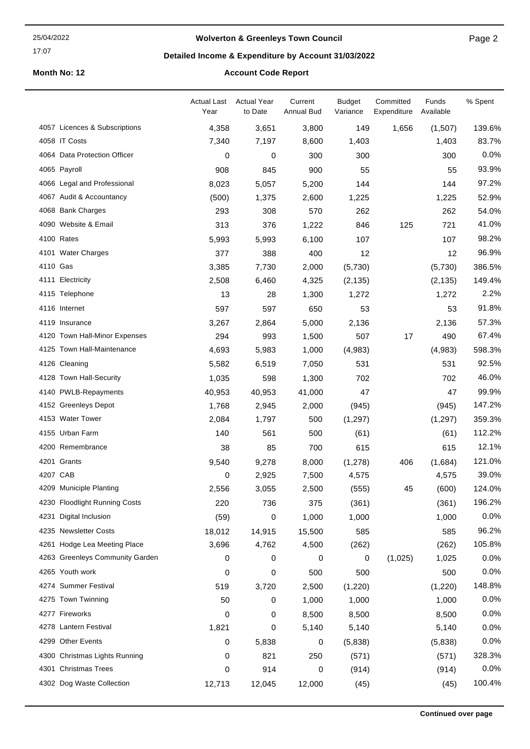## Wolverton & Greenleys Town Council

### Detailed Income & Expenditure by Account 31/03/2022

**Month No: 12** **Account Code Report**

| | Actual Last Year | Actual Year to Date | Current Annual Bud | Budget Variance | Committed Expenditure | Funds Available | % Spent |
|---|---|---|---|---|---|---|---|
| 4057 Licences & Subscriptions | 4,358 | 3,651 | 3,800 | 149 | 1,656 | (1,507) | 139.6% |
| 4058 IT Costs | 7,340 | 7,197 | 8,600 | 1,403 | | 1,403 | 83.7% |
| 4064 Data Protection Officer | 0 | 0 | 300 | 300 | | 300 | 0.0% |
| 4065 Payroll | 908 | 845 | 900 | 55 | | 55 | 93.9% |
| 4066 Legal and Professional | 8,023 | 5,057 | 5,200 | 144 | | 144 | 97.2% |
| 4067 Audit & Accountancy | (500) | 1,375 | 2,600 | 1,225 | | 1,225 | 52.9% |
| 4068 Bank Charges | 293 | 308 | 570 | 262 | | 262 | 54.0% |
| 4090 Website & Email | 313 | 376 | 1,222 | 846 | 125 | 721 | 41.0% |
| 4100 Rates | 5,993 | 5,993 | 6,100 | 107 | | 107 | 98.2% |
| 4101 Water Charges | 377 | 388 | 400 | 12 | | 12 | 96.9% |
| 4110 Gas | 3,385 | 7,730 | 2,000 | (5,730) | | (5,730) | 386.5% |
| 4111 Electricity | 2,508 | 6,460 | 4,325 | (2,135) | | (2,135) | 149.4% |
| 4115 Telephone | 13 | 28 | 1,300 | 1,272 | | 1,272 | 2.2% |
| 4116 Internet | 597 | 597 | 650 | 53 | | 53 | 91.8% |
| 4119 Insurance | 3,267 | 2,864 | 5,000 | 2,136 | | 2,136 | 57.3% |
| 4120 Town Hall-Minor Expenses | 294 | 993 | 1,500 | 507 | 17 | 490 | 67.4% |
| 4125 Town Hall-Maintenance | 4,693 | 5,983 | 1,000 | (4,983) | | (4,983) | 598.3% |
| 4126 Cleaning | 5,582 | 6,519 | 7,050 | 531 | | 531 | 92.5% |
| 4128 Town Hall-Security | 1,035 | 598 | 1,300 | 702 | | 702 | 46.0% |
| 4140 PWLB-Repayments | 40,953 | 40,953 | 41,000 | 47 | | 47 | 99.9% |
| 4152 Greenleys Depot | 1,768 | 2,945 | 2,000 | (945) | | (945) | 147.2% |
| 4153 Water Tower | 2,084 | 1,797 | 500 | (1,297) | | (1,297) | 359.3% |
| 4155 Urban Farm | 140 | 561 | 500 | (61) | | (61) | 112.2% |
| 4200 Remembrance | 38 | 85 | 700 | 615 | | 615 | 12.1% |
| 4201 Grants | 9,540 | 9,278 | 8,000 | (1,278) | 406 | (1,684) | 121.0% |
| 4207 CAB | 0 | 2,925 | 7,500 | 4,575 | | 4,575 | 39.0% |
| 4209 Municiple Planting | 2,556 | 3,055 | 2,500 | (555) | 45 | (600) | 124.0% |
| 4230 Floodlight Running Costs | 220 | 736 | 375 | (361) | | (361) | 196.2% |
| 4231 Digital Inclusion | (59) | 0 | 1,000 | 1,000 | | 1,000 | 0.0% |
| 4235 Newsletter Costs | 18,012 | 14,915 | 15,500 | 585 | | 585 | 96.2% |
| 4261 Hodge Lea Meeting Place | 3,696 | 4,762 | 4,500 | (262) | | (262) | 105.8% |
| 4263 Greenleys Community Garden | 0 | 0 | 0 | 0 | (1,025) | 1,025 | 0.0% |
| 4265 Youth work | 0 | 0 | 500 | 500 | | 500 | 0.0% |
| 4274 Summer Festival | 519 | 3,720 | 2,500 | (1,220) | | (1,220) | 148.8% |
| 4275 Town Twinning | 50 | 0 | 1,000 | 1,000 | | 1,000 | 0.0% |
| 4277 Fireworks | 0 | 0 | 8,500 | 8,500 | | 8,500 | 0.0% |
| 4278 Lantern Festival | 1,821 | 0 | 5,140 | 5,140 | | 5,140 | 0.0% |
| 4299 Other Events | 0 | 5,838 | 0 | (5,838) | | (5,838) | 0.0% |
| 4300 Christmas Lights Running | 0 | 821 | 250 | (571) | | (571) | 328.3% |
| 4301 Christmas Trees | 0 | 914 | 0 | (914) | | (914) | 0.0% |
| 4302 Dog Waste Collection | 12,713 | 12,045 | 12,000 | (45) | | (45) | 100.4% |

**Continued over page**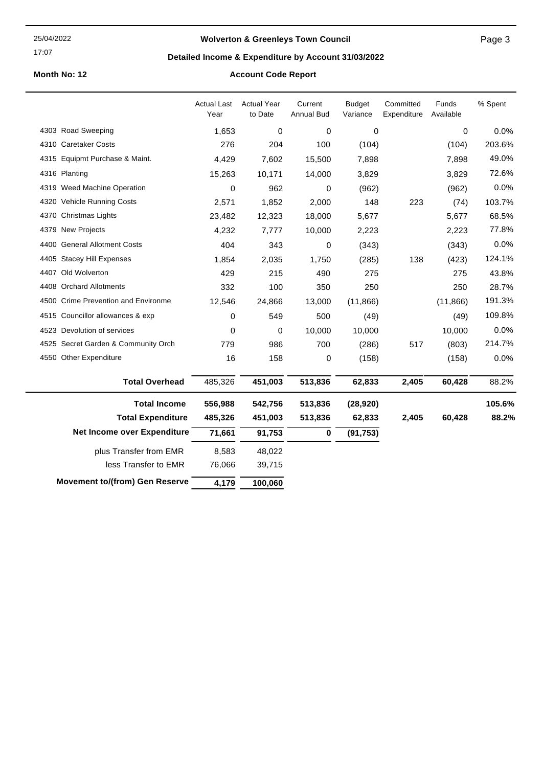**Wolverton & Greenleys Town Council**

**Detailed Income & Expenditure by Account 31/03/2022**

**Month No: 12** **Account Code Report**

| | Actual Last Year | Actual Year to Date | Current Annual Bud | Budget Variance | Committed Expenditure | Funds Available | % Spent |
|---|---|---|---|---|---|---|---|
| 4303 Road Sweeping | 1,653 | 0 | 0 | 0 | | 0 | 0.0% |
| 4310 Caretaker Costs | 276 | 204 | 100 | (104) | | (104) | 203.6% |
| 4315 Equipmt Purchase & Maint. | 4,429 | 7,602 | 15,500 | 7,898 | | 7,898 | 49.0% |
| 4316 Planting | 15,263 | 10,171 | 14,000 | 3,829 | | 3,829 | 72.6% |
| 4319 Weed Machine Operation | 0 | 962 | 0 | (962) | | (962) | 0.0% |
| 4320 Vehicle Running Costs | 2,571 | 1,852 | 2,000 | 148 | 223 | (74) | 103.7% |
| 4370 Christmas Lights | 23,482 | 12,323 | 18,000 | 5,677 | | 5,677 | 68.5% |
| 4379 New Projects | 4,232 | 7,777 | 10,000 | 2,223 | | 2,223 | 77.8% |
| 4400 General Allotment Costs | 404 | 343 | 0 | (343) | | (343) | 0.0% |
| 4405 Stacey Hill Expenses | 1,854 | 2,035 | 1,750 | (285) | 138 | (423) | 124.1% |
| 4407 Old Wolverton | 429 | 215 | 490 | 275 | | 275 | 43.8% |
| 4408 Orchard Allotments | 332 | 100 | 350 | 250 | | 250 | 28.7% |
| 4500 Crime Prevention and Environme | 12,546 | 24,866 | 13,000 | (11,866) | | (11,866) | 191.3% |
| 4515 Councillor allowances & exp | 0 | 549 | 500 | (49) | | (49) | 109.8% |
| 4523 Devolution of services | 0 | 0 | 10,000 | 10,000 | | 10,000 | 0.0% |
| 4525 Secret Garden & Community Orch | 779 | 986 | 700 | (286) | 517 | (803) | 214.7% |
| 4550 Other Expenditure | 16 | 158 | 0 | (158) | | (158) | 0.0% |
| **Total Overhead** | 485,326 | **451,003** | **513,836** | **62,833** | **2,405** | **60,428** | 88.2% |
| **Total Income** | **556,988** | **542,756** | **513,836** | **(28,920)** | | | **105.6%** |
| **Total Expenditure** | **485,326** | **451,003** | **513,836** | **62,833** | **2,405** | **60,428** | **88.2%** |
| **Net Income over Expenditure** | **71,661** | **91,753** | **0** | **(91,753)** | | | |
| plus Transfer from EMR | 8,583 | 48,022 | | | | | |
| less Transfer to EMR | 76,066 | 39,715 | | | | | |
| **Movement to/(from) Gen Reserve** | **4,179** | **100,060** | | | | | |